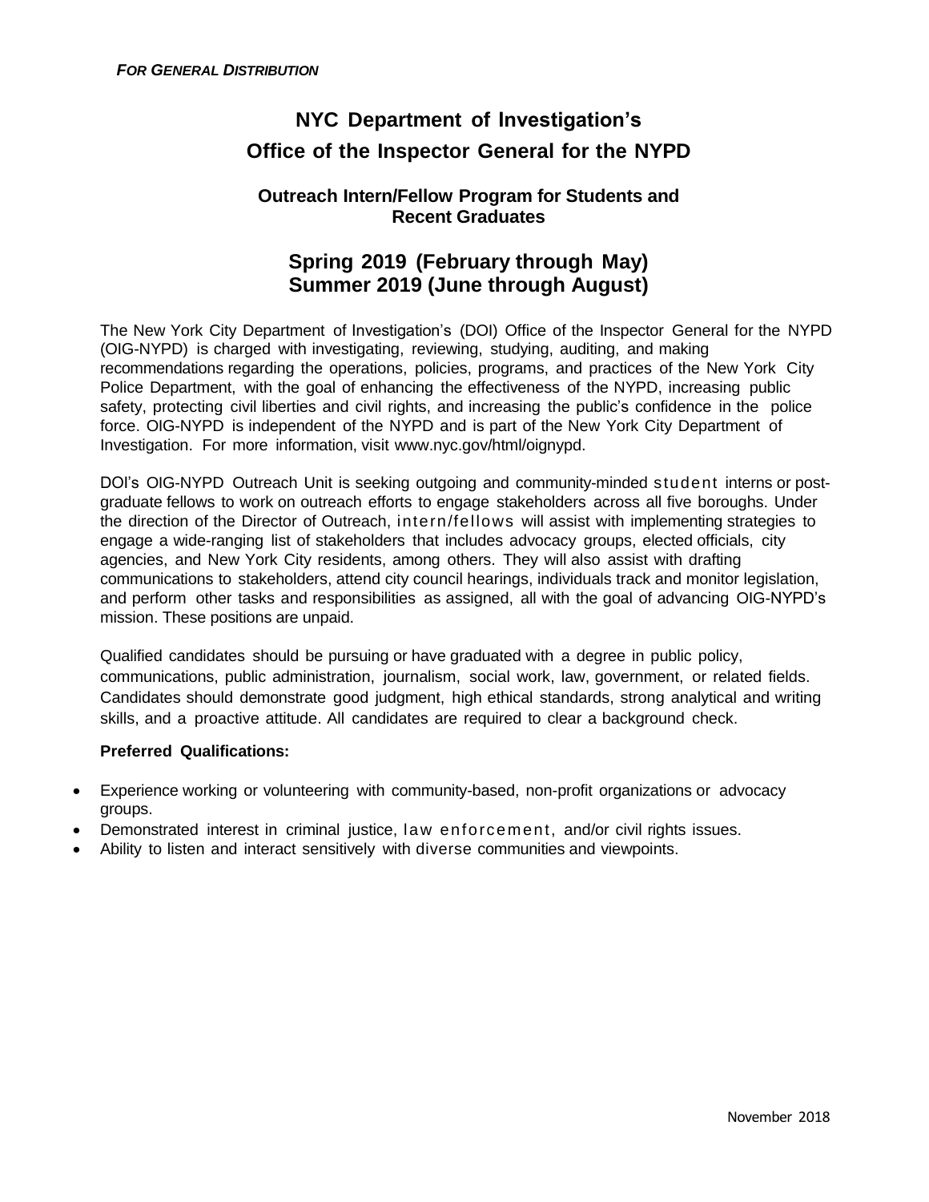*FOR GENERAL DISTRIBUTION*

# NYC Department of Investigation's Office of the Inspector General for the NYPD

### Outreach Intern/Fellow Program for Students and Recent Graduates

## Spring 2019 (February through May) Summer 2019 (June through August)

The New York City Department of Investigation's (DOI) Office of the Inspector General for the NYPD (OIG-NYPD) is charged with investigating, reviewing, studying, auditing, and making recommendations regarding the operations, policies, programs, and practices of the New York City Police Department, with the goal of enhancing the effectiveness of the NYPD, increasing public safety, protecting civil liberties and civil rights, and increasing the public's confidence in the police force. OIG-NYPD is independent of the NYPD and is part of the New York City Department of Investigation. For more information, visit www.nyc.gov/html/oignypd.

DOI's OIG-NYPD Outreach Unit is seeking outgoing and community-minded student interns or post-graduate fellows to work on outreach efforts to engage stakeholders across all five boroughs. Under the direction of the Director of Outreach, intern/fellows will assist with implementing strategies to engage a wide-ranging list of stakeholders that includes advocacy groups, elected officials, city agencies, and New York City residents, among others. They will also assist with drafting communications to stakeholders, attend city council hearings, individuals track and monitor legislation, and perform other tasks and responsibilities as assigned, all with the goal of advancing OIG-NYPD's mission. These positions are unpaid.

Qualified candidates should be pursuing or have graduated with a degree in public policy, communications, public administration, journalism, social work, law, government, or related fields. Candidates should demonstrate good judgment, high ethical standards, strong analytical and writing skills, and a proactive attitude. All candidates are required to clear a background check.

**Preferred Qualifications:**

- Experience working or volunteering with community-based, non-profit organizations or advocacy groups.
- Demonstrated interest in criminal justice, law enforcement, and/or civil rights issues.
- Ability to listen and interact sensitively with diverse communities and viewpoints.

November 2018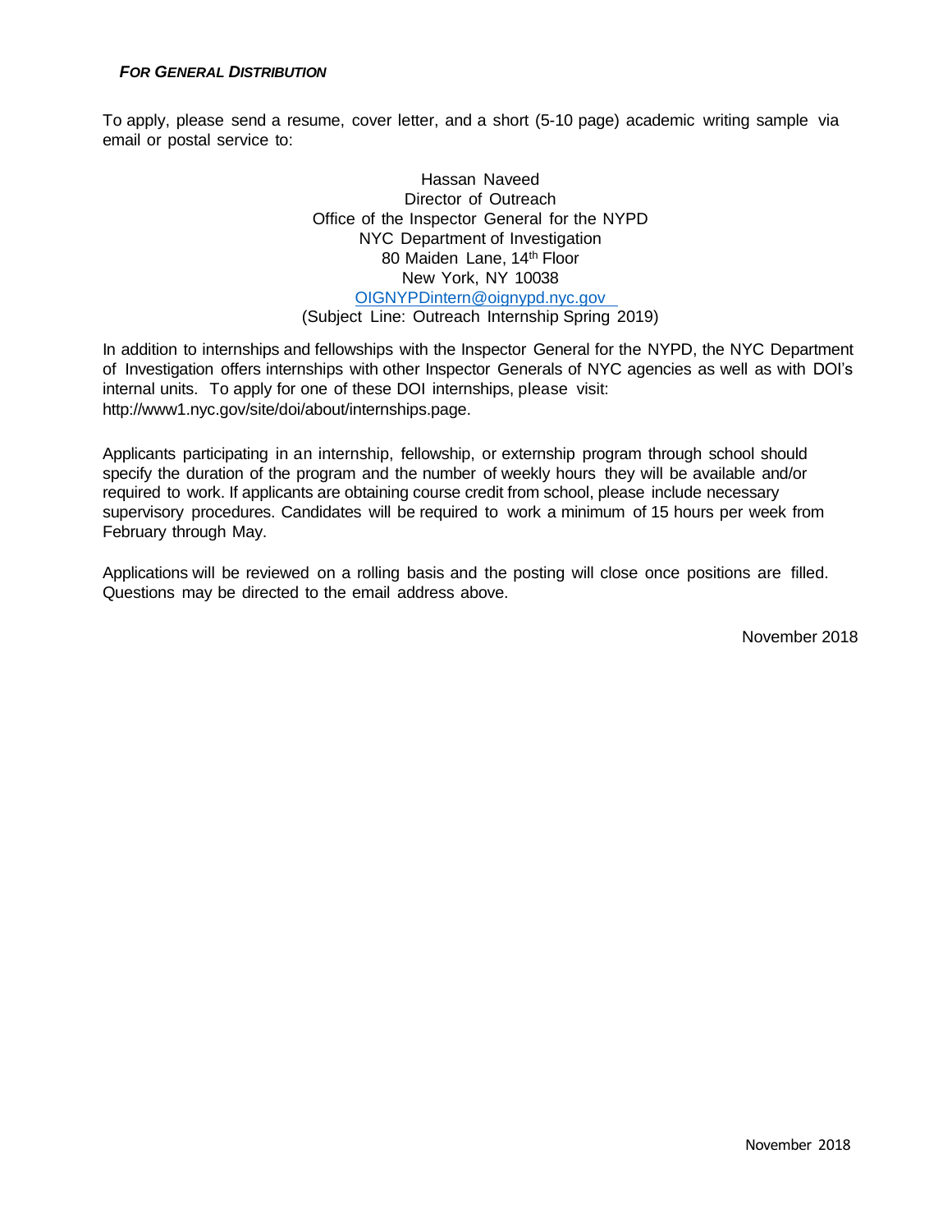***For General Distribution***

To apply, please send a resume, cover letter, and a short (5-10 page) academic writing sample via email or postal service to:

Hassan Naveed
Director of Outreach
Office of the Inspector General for the NYPD
NYC Department of Investigation
80 Maiden Lane, 14th Floor
New York, NY 10038
OIGNYPDintern@oignypd.nyc.gov
(Subject Line: Outreach Internship Spring 2019)

In addition to internships and fellowships with the Inspector General for the NYPD, the NYC Department of Investigation offers internships with other Inspector Generals of NYC agencies as well as with DOI's internal units. To apply for one of these DOI internships, please visit: http://www1.nyc.gov/site/doi/about/internships.page.

Applicants participating in an internship, fellowship, or externship program through school should specify the duration of the program and the number of weekly hours they will be available and/or required to work. If applicants are obtaining course credit from school, please include necessary supervisory procedures. Candidates will be required to work a minimum of 15 hours per week from February through May.

Applications will be reviewed on a rolling basis and the posting will close once positions are filled. Questions may be directed to the email address above.

November 2018